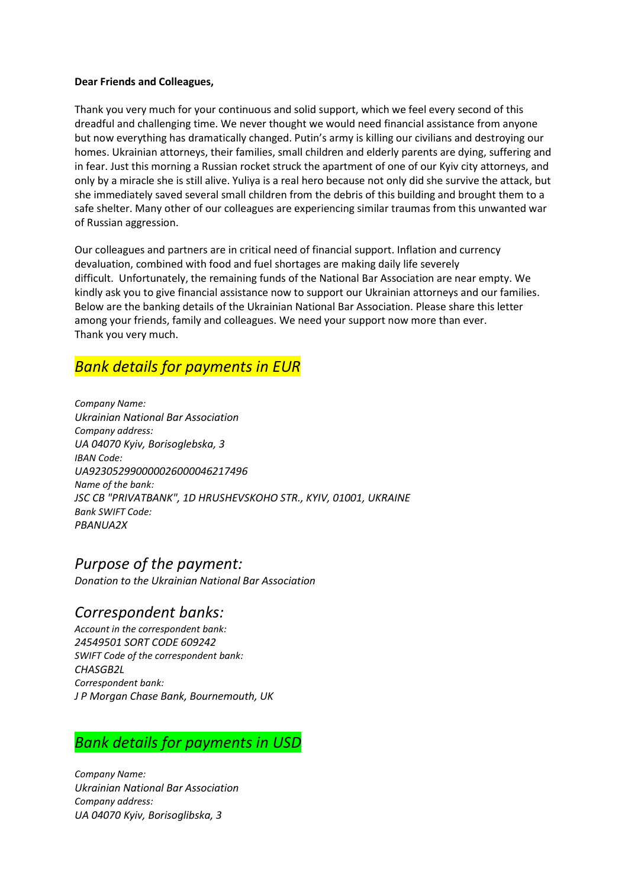**Dear Friends and Colleagues,**

Thank you very much for your continuous and solid support, which we feel every second of this dreadful and challenging time. We never thought we would need financial assistance from anyone but now everything has dramatically changed. Putin's army is killing our civilians and destroying our homes. Ukrainian attorneys, their families, small children and elderly parents are dying, suffering and in fear. Just this morning a Russian rocket struck the apartment of one of our Kyiv city attorneys, and only by a miracle she is still alive. Yuliya is a real hero because not only did she survive the attack, but she immediately saved several small children from the debris of this building and brought them to a safe shelter. Many other of our colleagues are experiencing similar traumas from this unwanted war of Russian aggression.

Our colleagues and partners are in critical need of financial support. Inflation and currency devaluation, combined with food and fuel shortages are making daily life severely difficult. Unfortunately, the remaining funds of the National Bar Association are near empty. We kindly ask you to give financial assistance now to support our Ukrainian attorneys and our families. Below are the banking details of the Ukrainian National Bar Association. Please share this letter among your friends, family and colleagues. We need your support now more than ever.
Thank you very much.

## *Bank details for payments in EUR*

*Company Name:*
*Ukrainian National Bar Association*
*Company address:*
*UA 04070 Kyiv, Borisoglebska, 3*
*IBAN Code:*
*UA923052990000026000046217496*
*Name of the bank:*
*JSC CB "PRIVATBANK", 1D HRUSHEVSKOHO STR., KYIV, 01001, UKRAINE*
*Bank SWIFT Code:*
*PBANUA2X*

## *Purpose of the payment:*

*Donation to the Ukrainian National Bar Association*

## *Correspondent banks:*

*Account in the correspondent bank:*
*24549501 SORT CODE 609242*
*SWIFT Code of the correspondent bank:*
*CHASGB2L*
*Correspondent bank:*
*J P Morgan Chase Bank, Bournemouth, UK*

## *Bank details for payments in USD*

*Company Name:*
*Ukrainian National Bar Association*
*Company address:*
*UA 04070 Kyiv, Borisoglibska, 3*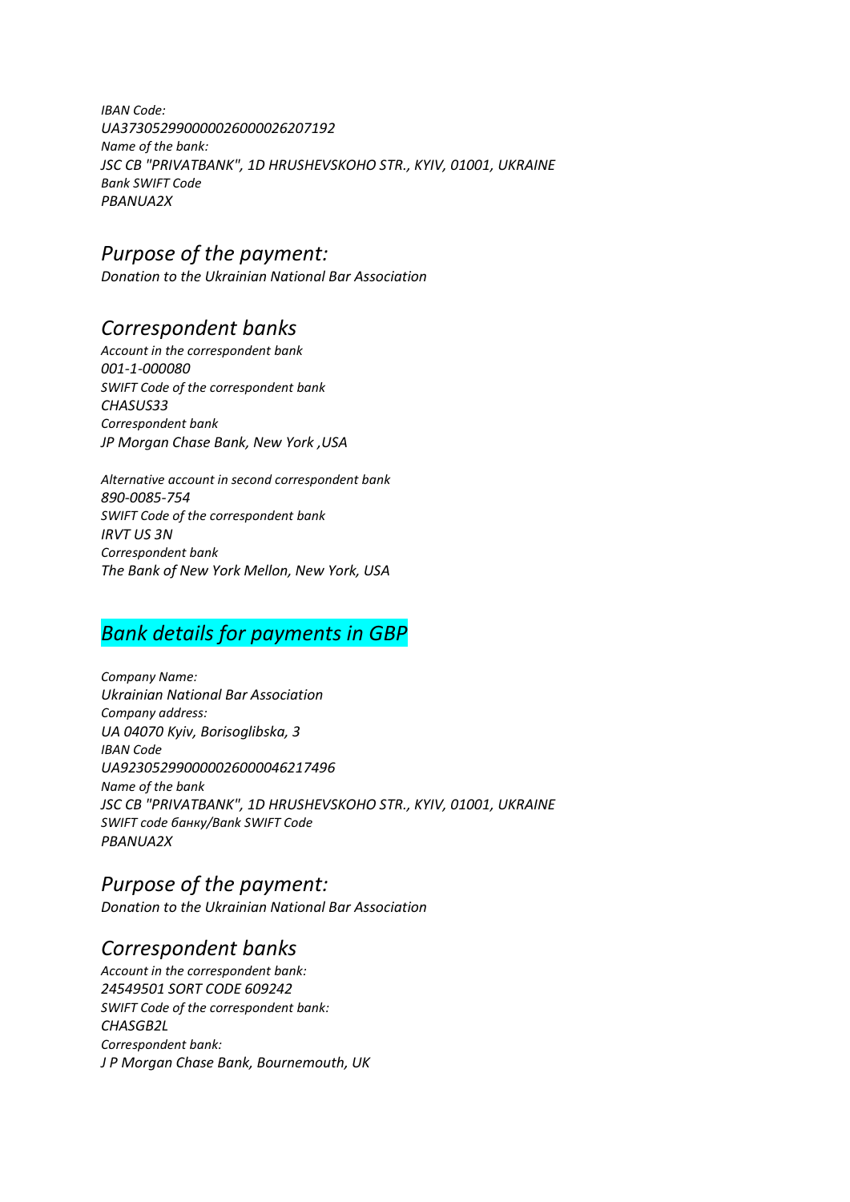*IBAN Code:*
*UA373052990000026000026207192*
*Name of the bank:*
*JSC CB "PRIVATBANK", 1D HRUSHEVSKOHO STR., KYIV, 01001, UKRAINE*
*Bank SWIFT Code*
*PBANUA2X*

## *Purpose of the payment:*

*Donation to the Ukrainian National Bar Association*

## *Correspondent banks*

*Account in the correspondent bank*
*001-1-000080*
*SWIFT Code of the correspondent bank*
*CHASUS33*
*Correspondent bank*
*JP Morgan Chase Bank, New York ,USA*

*Alternative account in second correspondent bank*
*890-0085-754*
*SWIFT Code of the correspondent bank*
*IRVT US 3N*
*Correspondent bank*
*The Bank of New York Mellon, New York, USA*

## *Bank details for payments in GBP*

*Company Name:*
*Ukrainian National Bar Association*
*Company address:*
*UA 04070 Kyiv, Borisoglibska, 3*
*IBAN Code*
*UA923052990000026000046217496*
*Name of the bank*
*JSC CB "PRIVATBANK", 1D HRUSHEVSKOHO STR., KYIV, 01001, UKRAINE*
*SWIFT code банку/Bank SWIFT Code*
*PBANUA2X*

## *Purpose of the payment:*

*Donation to the Ukrainian National Bar Association*

## *Correspondent banks*

*Account in the correspondent bank:*
*24549501 SORT CODE 609242*
*SWIFT Code of the correspondent bank:*
*CHASGB2L*
*Correspondent bank:*
*J P Morgan Chase Bank, Bournemouth, UK*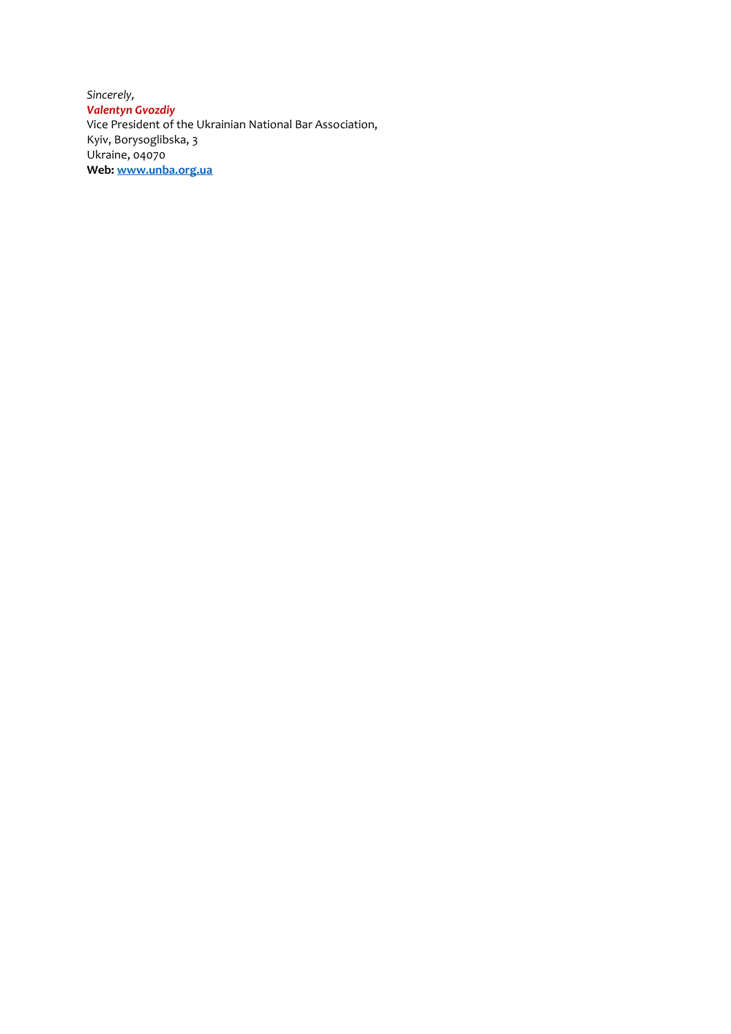*Sincerely,*
***Valentyn Gvozdiy***
Vice President of the Ukrainian National Bar Association,
Kyiv, Borysoglibska, 3
Ukraine, 04070
**Web: www.unba.org.ua**